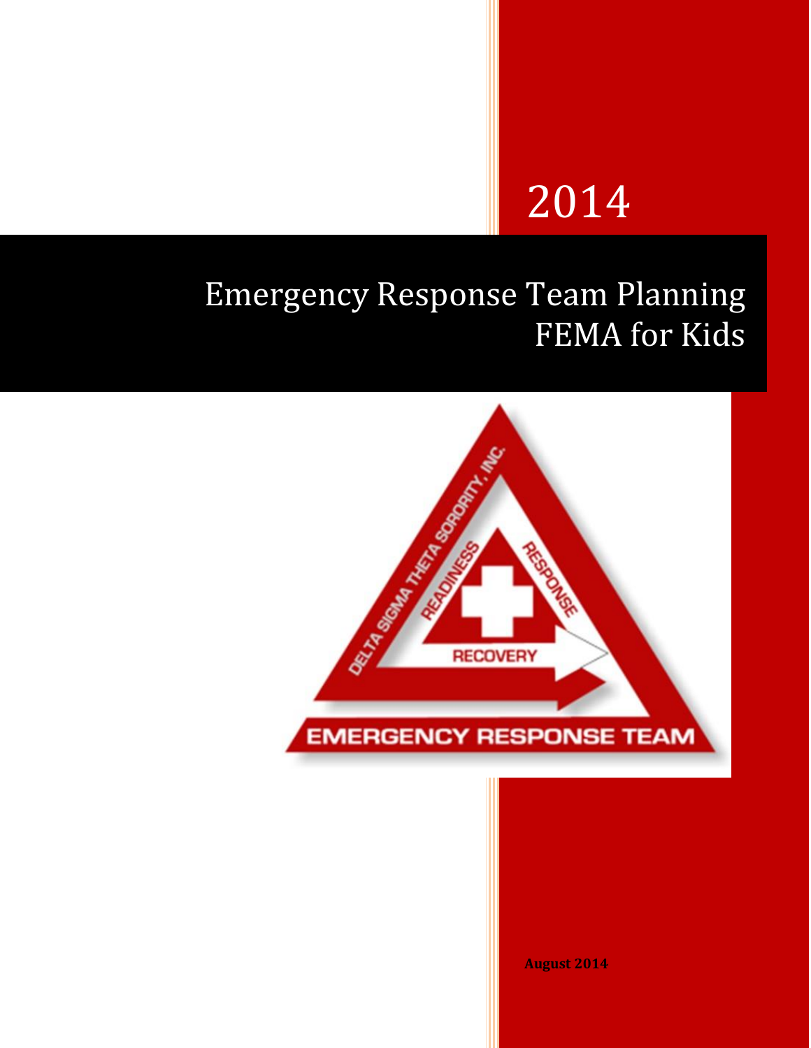2014

# Emergency Response Team Planning
# FEMA for Kids

**August 2014**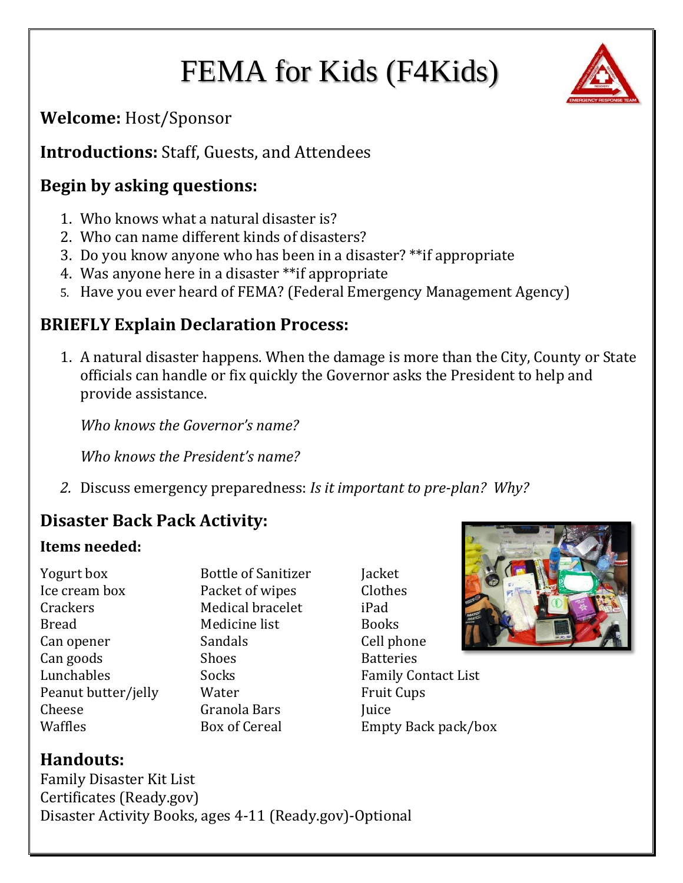# FEMA for Kids (F4Kids)

**Welcome:** Host/Sponsor

**Introductions:** Staff, Guests, and Attendees

## Begin by asking questions:

1. Who knows what a natural disaster is?
2. Who can name different kinds of disasters?
3. Do you know anyone who has been in a disaster? **if appropriate
4. Was anyone here in a disaster **if appropriate
5. Have you ever heard of FEMA? (Federal Emergency Management Agency)

## BRIEFLY Explain Declaration Process:

1. A natural disaster happens. When the damage is more than the City, County or State officials can handle or fix quickly the Governor asks the President to help and provide assistance.

   *Who knows the Governor's name?*

   *Who knows the President's name?*

2. Discuss emergency preparedness: *Is it important to pre-plan? Why?*

## Disaster Back Pack Activity:

### Items needed:

Yogurt box
Ice cream box
Crackers
Bread
Can opener
Can goods
Lunchables
Peanut butter/jelly
Cheese
Waffles

Bottle of Sanitizer
Packet of wipes
Medical bracelet
Medicine list
Sandals
Shoes
Socks
Water
Granola Bars
Box of Cereal

Jacket
Clothes
iPad
Books
Cell phone
Batteries
Family Contact List
Fruit Cups
Juice
Empty Back pack/box

## Handouts:

Family Disaster Kit List
Certificates (Ready.gov)
Disaster Activity Books, ages 4-11 (Ready.gov)-Optional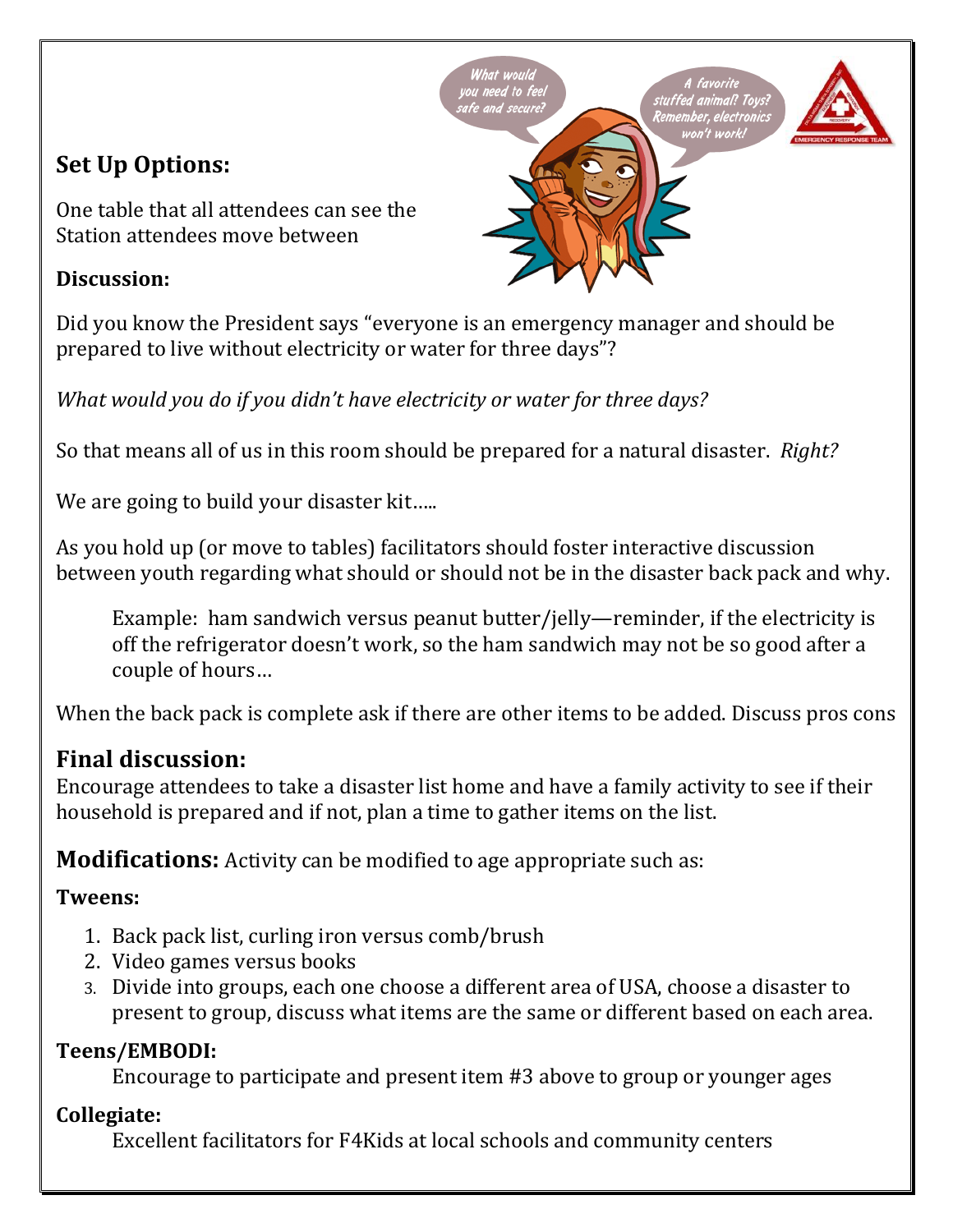## Set Up Options:

One table that all attendees can see the Station attendees move between

### Discussion:

Did you know the President says "everyone is an emergency manager and should be prepared to live without electricity or water for three days"?

*What would you do if you didn't have electricity or water for three days?*

So that means all of us in this room should be prepared for a natural disaster. *Right?*

We are going to build your disaster kit…..

As you hold up (or move to tables) facilitators should foster interactive discussion between youth regarding what should or should not be in the disaster back pack and why.

> Example: ham sandwich versus peanut butter/jelly—reminder, if the electricity is off the refrigerator doesn't work, so the ham sandwich may not be so good after a couple of hours…

When the back pack is complete ask if there are other items to be added. Discuss pros cons

## Final discussion:

Encourage attendees to take a disaster list home and have a family activity to see if their household is prepared and if not, plan a time to gather items on the list.

**Modifications:** Activity can be modified to age appropriate such as:

### Tweens:

1. Back pack list, curling iron versus comb/brush
2. Video games versus books
3. Divide into groups, each one choose a different area of USA, choose a disaster to present to group, discuss what items are the same or different based on each area.

### Teens/EMBODI:

Encourage to participate and present item #3 above to group or younger ages

### Collegiate:

Excellent facilitators for F4Kids at local schools and community centers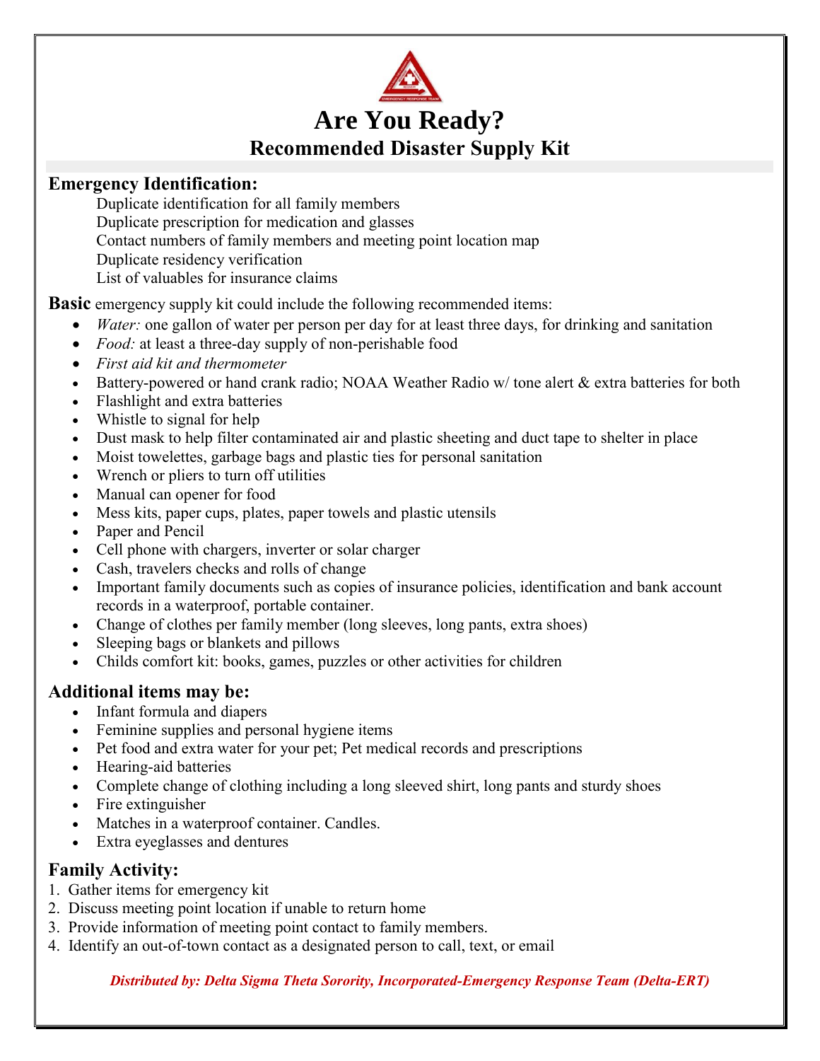# Are You Ready?

## Recommended Disaster Supply Kit

### Emergency Identification:

Duplicate identification for all family members
Duplicate prescription for medication and glasses
Contact numbers of family members and meeting point location map
Duplicate residency verification
List of valuables for insurance claims

**Basic** emergency supply kit could include the following recommended items:

- *Water:* one gallon of water per person per day for at least three days, for drinking and sanitation
- *Food:* at least a three-day supply of non-perishable food
- *First aid kit and thermometer*
- Battery-powered or hand crank radio; NOAA Weather Radio w/ tone alert & extra batteries for both
- Flashlight and extra batteries
- Whistle to signal for help
- Dust mask to help filter contaminated air and plastic sheeting and duct tape to shelter in place
- Moist towelettes, garbage bags and plastic ties for personal sanitation
- Wrench or pliers to turn off utilities
- Manual can opener for food
- Mess kits, paper cups, plates, paper towels and plastic utensils
- Paper and Pencil
- Cell phone with chargers, inverter or solar charger
- Cash, travelers checks and rolls of change
- Important family documents such as copies of insurance policies, identification and bank account records in a waterproof, portable container.
- Change of clothes per family member (long sleeves, long pants, extra shoes)
- Sleeping bags or blankets and pillows
- Childs comfort kit: books, games, puzzles or other activities for children

### Additional items may be:

- Infant formula and diapers
- Feminine supplies and personal hygiene items
- Pet food and extra water for your pet; Pet medical records and prescriptions
- Hearing-aid batteries
- Complete change of clothing including a long sleeved shirt, long pants and sturdy shoes
- Fire extinguisher
- Matches in a waterproof container. Candles.
- Extra eyeglasses and dentures

### Family Activity:

1. Gather items for emergency kit
2. Discuss meeting point location if unable to return home
3. Provide information of meeting point contact to family members.
4. Identify an out-of-town contact as a designated person to call, text, or email

***Distributed by: Delta Sigma Theta Sorority, Incorporated-Emergency Response Team (Delta-ERT)***